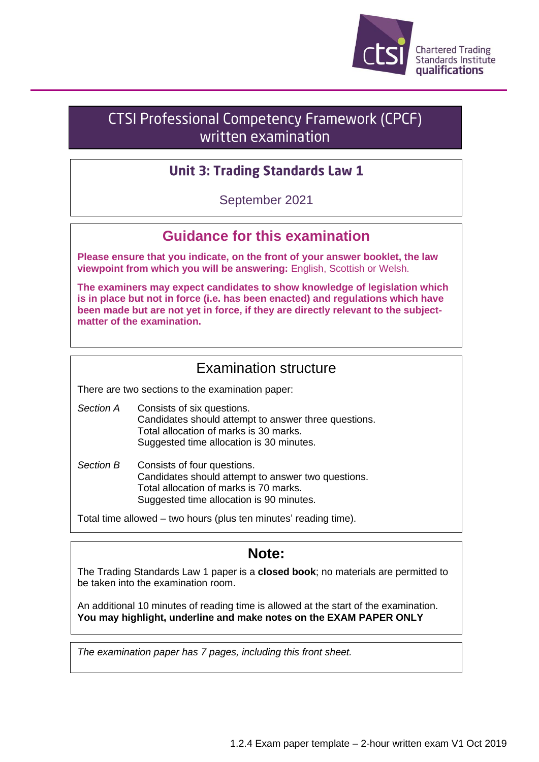Chartered Trading Standards Institute qualifications

# CTSI Professional Competency Framework (CPCF) written examination

## Unit 3: Trading Standards Law 1

September 2021

## Guidance for this examination

**Please ensure that you indicate, on the front of your answer booklet, the law viewpoint from which you will be answering:** English, Scottish or Welsh.

**The examiners may expect candidates to show knowledge of legislation which is in place but not in force (i.e. has been enacted) and regulations which have been made but are not yet in force, if they are directly relevant to the subject-matter of the examination.**

## Examination structure

There are two sections to the examination paper:

*Section A* Consists of six questions.
Candidates should attempt to answer three questions.
Total allocation of marks is 30 marks.
Suggested time allocation is 30 minutes.

*Section B* Consists of four questions.
Candidates should attempt to answer two questions.
Total allocation of marks is 70 marks.
Suggested time allocation is 90 minutes.

Total time allowed – two hours (plus ten minutes' reading time).

## Note:

The Trading Standards Law 1 paper is a **closed book**; no materials are permitted to be taken into the examination room.

An additional 10 minutes of reading time is allowed at the start of the examination.
**You may highlight, underline and make notes on the EXAM PAPER ONLY**

*The examination paper has 7 pages, including this front sheet.*

1.2.4 Exam paper template – 2-hour written exam V1 Oct 2019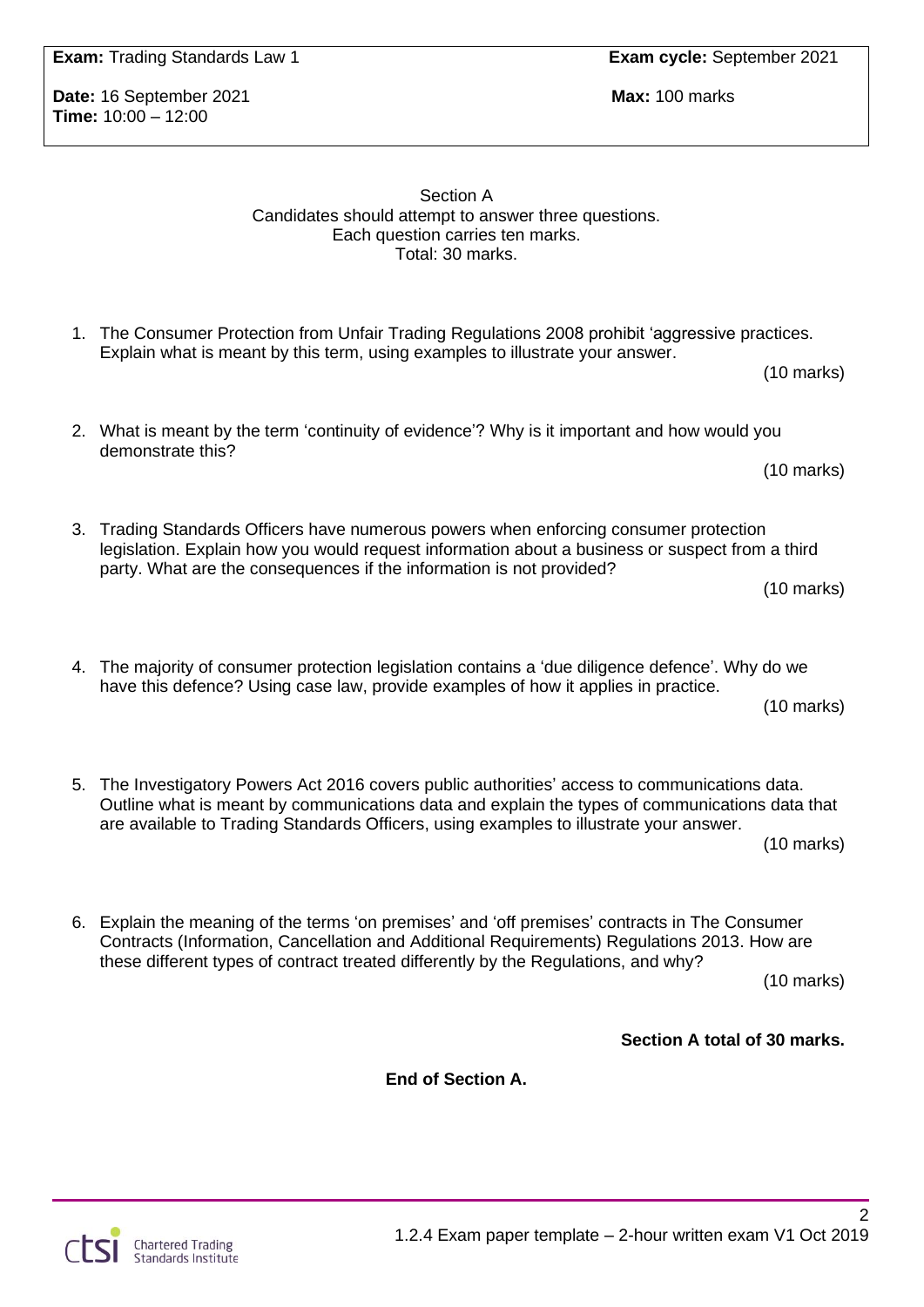| **Exam:** Trading Standards Law 1 | **Exam cycle:** September 2021 |
| --- | --- |
| **Date:** 16 September 2021 | **Max:** 100 marks |
| **Time:** 10:00 – 12:00 | |

Section A
Candidates should attempt to answer three questions.
Each question carries ten marks.
Total: 30 marks.

1. The Consumer Protection from Unfair Trading Regulations 2008 prohibit 'aggressive practices. Explain what is meant by this term, using examples to illustrate your answer.
   (10 marks)

2. What is meant by the term 'continuity of evidence'? Why is it important and how would you demonstrate this?
   (10 marks)

3. Trading Standards Officers have numerous powers when enforcing consumer protection legislation. Explain how you would request information about a business or suspect from a third party. What are the consequences if the information is not provided?
   (10 marks)

4. The majority of consumer protection legislation contains a 'due diligence defence'. Why do we have this defence? Using case law, provide examples of how it applies in practice.
   (10 marks)

5. The Investigatory Powers Act 2016 covers public authorities' access to communications data. Outline what is meant by communications data and explain the types of communications data that are available to Trading Standards Officers, using examples to illustrate your answer.
   (10 marks)

6. Explain the meaning of the terms 'on premises' and 'off premises' contracts in The Consumer Contracts (Information, Cancellation and Additional Requirements) Regulations 2013. How are these different types of contract treated differently by the Regulations, and why?
   (10 marks)

**Section A total of 30 marks.**

**End of Section A.**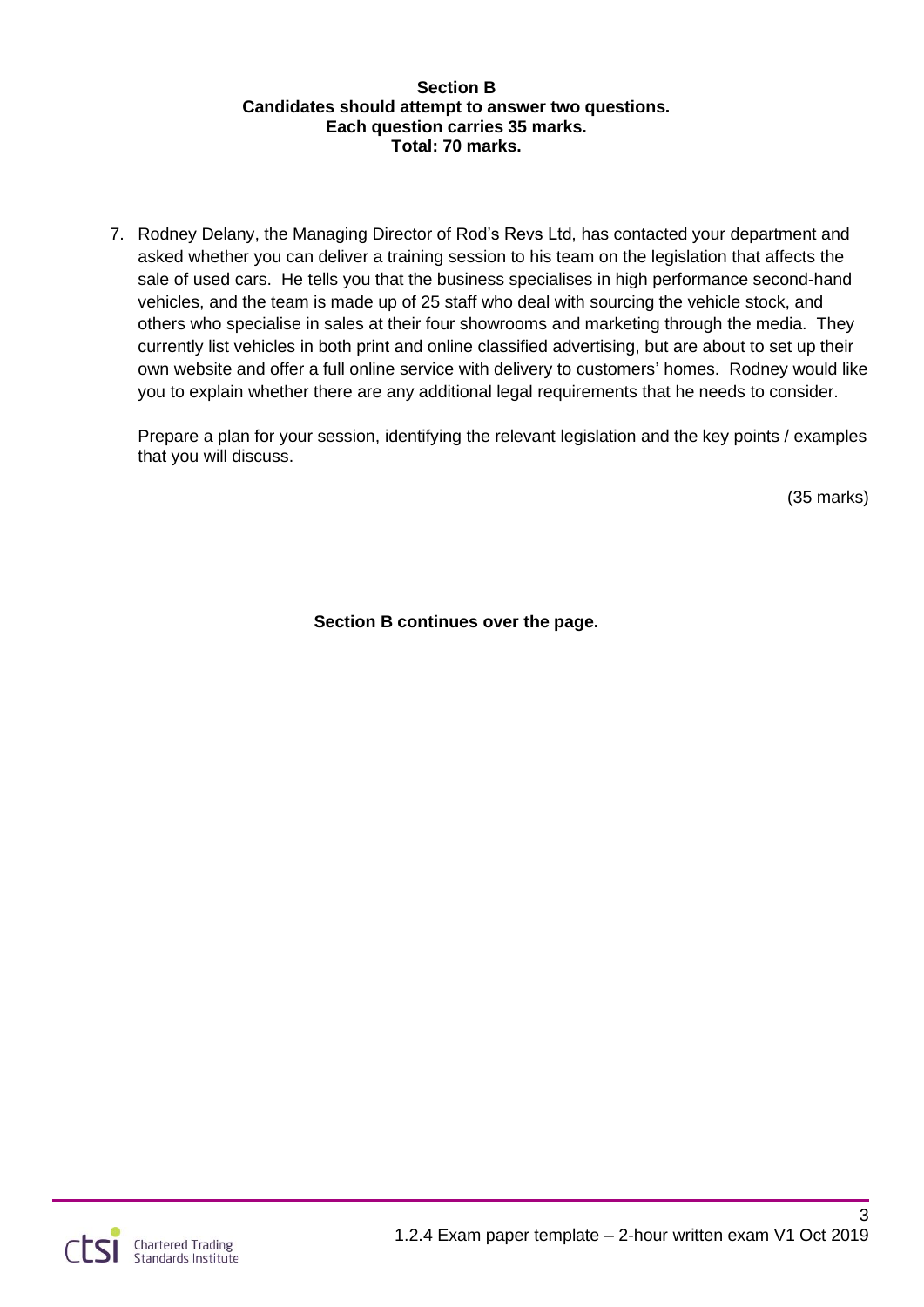**Section B**
**Candidates should attempt to answer two questions.**
**Each question carries 35 marks.**
**Total: 70 marks.**

7. Rodney Delany, the Managing Director of Rod's Revs Ltd, has contacted your department and asked whether you can deliver a training session to his team on the legislation that affects the sale of used cars. He tells you that the business specialises in high performance second-hand vehicles, and the team is made up of 25 staff who deal with sourcing the vehicle stock, and others who specialise in sales at their four showrooms and marketing through the media. They currently list vehicles in both print and online classified advertising, but are about to set up their own website and offer a full online service with delivery to customers' homes. Rodney would like you to explain whether there are any additional legal requirements that he needs to consider.

   Prepare a plan for your session, identifying the relevant legislation and the key points / examples that you will discuss.

   (35 marks)

**Section B continues over the page.**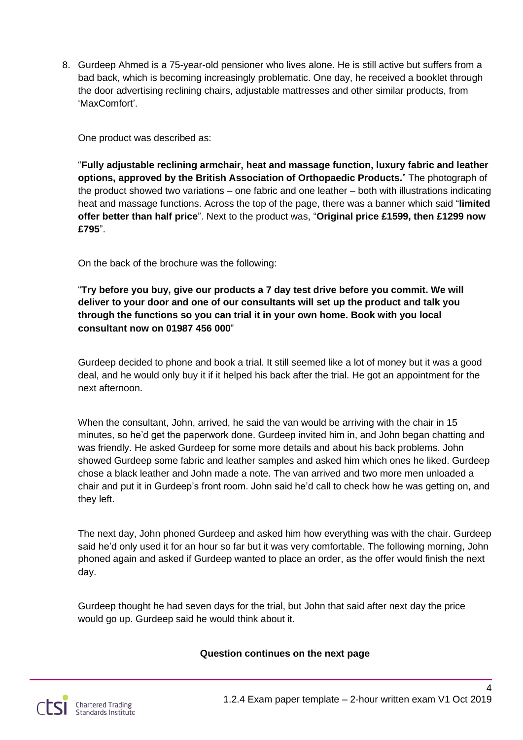8. Gurdeep Ahmed is a 75-year-old pensioner who lives alone. He is still active but suffers from a bad back, which is becoming increasingly problematic. One day, he received a booklet through the door advertising reclining chairs, adjustable mattresses and other similar products, from 'MaxComfort'.

   One product was described as:

   "**Fully adjustable reclining armchair, heat and massage function, luxury fabric and leather options, approved by the British Association of Orthopaedic Products.**" The photograph of the product showed two variations – one fabric and one leather – both with illustrations indicating heat and massage functions. Across the top of the page, there was a banner which said "**limited offer better than half price**". Next to the product was, "**Original price £1599, then £1299 now £795**".

   On the back of the brochure was the following:

   "**Try before you buy, give our products a 7 day test drive before you commit. We will deliver to your door and one of our consultants will set up the product and talk you through the functions so you can trial it in your own home. Book with you local consultant now on 01987 456 000**"

   Gurdeep decided to phone and book a trial. It still seemed like a lot of money but it was a good deal, and he would only buy it if it helped his back after the trial. He got an appointment for the next afternoon.

   When the consultant, John, arrived, he said the van would be arriving with the chair in 15 minutes, so he'd get the paperwork done. Gurdeep invited him in, and John began chatting and was friendly. He asked Gurdeep for some more details and about his back problems. John showed Gurdeep some fabric and leather samples and asked him which ones he liked. Gurdeep chose a black leather and John made a note. The van arrived and two more men unloaded a chair and put it in Gurdeep's front room. John said he'd call to check how he was getting on, and they left.

   The next day, John phoned Gurdeep and asked him how everything was with the chair. Gurdeep said he'd only used it for an hour so far but it was very comfortable. The following morning, John phoned again and asked if Gurdeep wanted to place an order, as the offer would finish the next day.

   Gurdeep thought he had seven days for the trial, but John that said after next day the price would go up. Gurdeep said he would think about it.

**Question continues on the next page**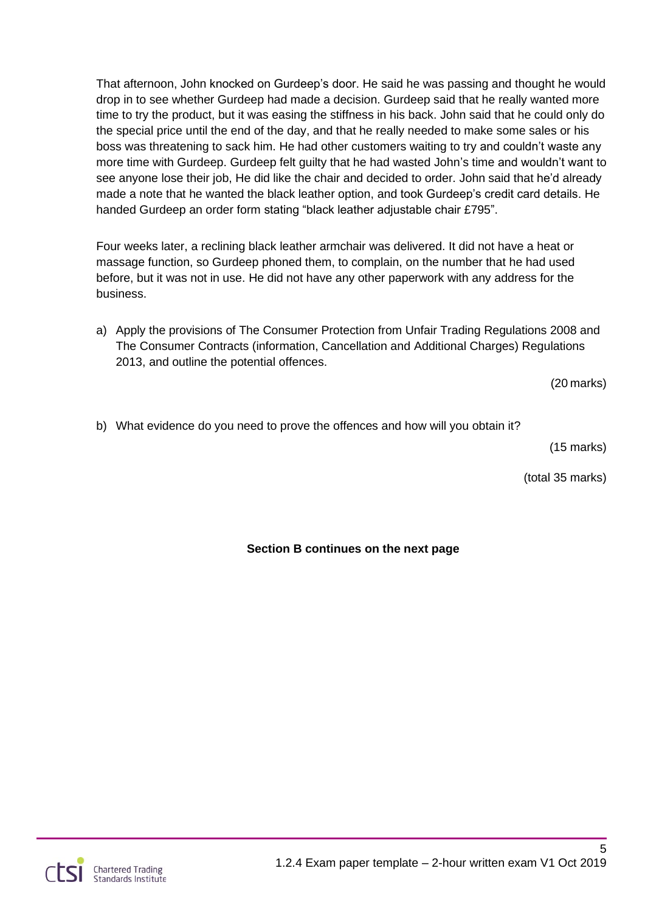That afternoon, John knocked on Gurdeep's door. He said he was passing and thought he would drop in to see whether Gurdeep had made a decision. Gurdeep said that he really wanted more time to try the product, but it was easing the stiffness in his back. John said that he could only do the special price until the end of the day, and that he really needed to make some sales or his boss was threatening to sack him. He had other customers waiting to try and couldn't waste any more time with Gurdeep. Gurdeep felt guilty that he had wasted John's time and wouldn't want to see anyone lose their job, He did like the chair and decided to order. John said that he'd already made a note that he wanted the black leather option, and took Gurdeep's credit card details. He handed Gurdeep an order form stating "black leather adjustable chair £795".

Four weeks later, a reclining black leather armchair was delivered. It did not have a heat or massage function, so Gurdeep phoned them, to complain, on the number that he had used before, but it was not in use. He did not have any other paperwork with any address for the business.

a) Apply the provisions of The Consumer Protection from Unfair Trading Regulations 2008 and The Consumer Contracts (information, Cancellation and Additional Charges) Regulations 2013, and outline the potential offences.

(20 marks)

b) What evidence do you need to prove the offences and how will you obtain it?

(15 marks)

(total 35 marks)

**Section B continues on the next page**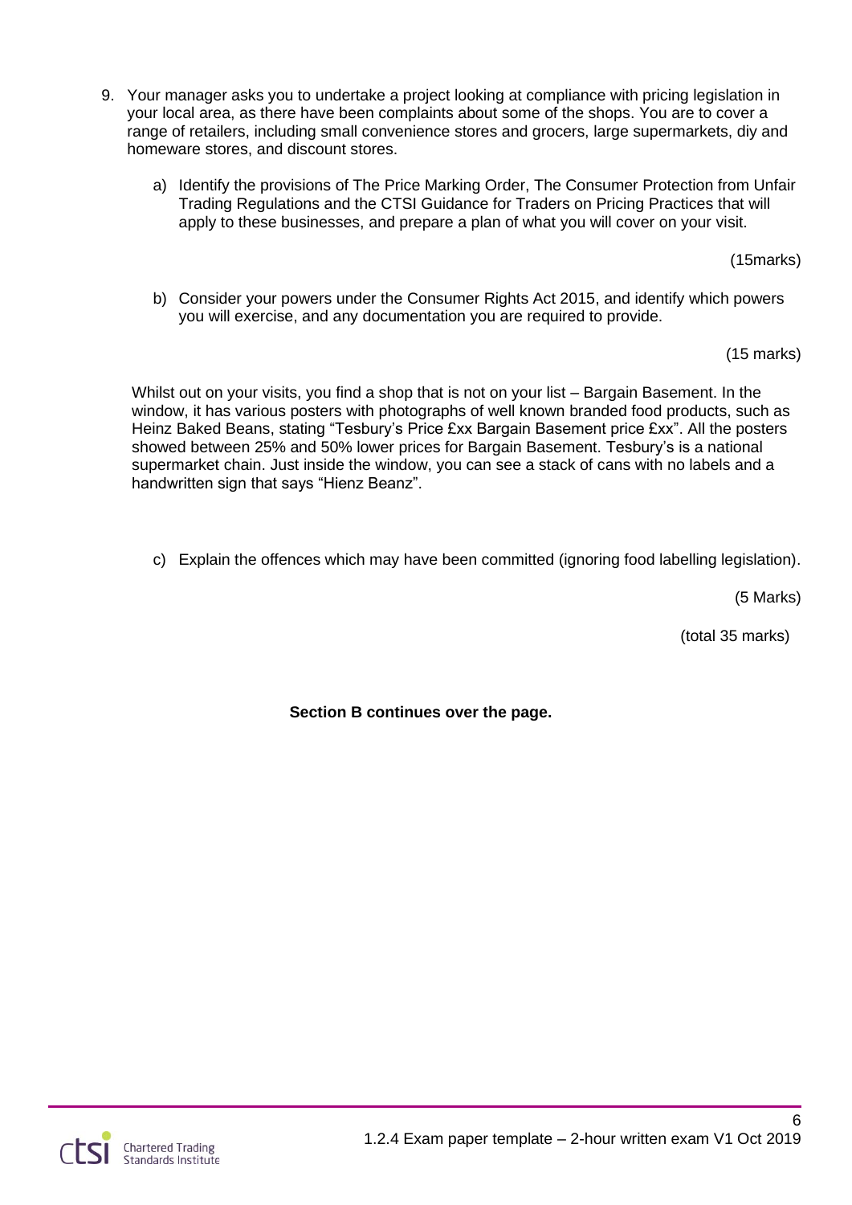9. Your manager asks you to undertake a project looking at compliance with pricing legislation in your local area, as there have been complaints about some of the shops. You are to cover a range of retailers, including small convenience stores and grocers, large supermarkets, diy and homeware stores, and discount stores.

   a) Identify the provisions of The Price Marking Order, The Consumer Protection from Unfair Trading Regulations and the CTSI Guidance for Traders on Pricing Practices that will apply to these businesses, and prepare a plan of what you will cover on your visit.

   (15marks)

   b) Consider your powers under the Consumer Rights Act 2015, and identify which powers you will exercise, and any documentation you are required to provide.

   (15 marks)

   Whilst out on your visits, you find a shop that is not on your list – Bargain Basement. In the window, it has various posters with photographs of well known branded food products, such as Heinz Baked Beans, stating "Tesbury's Price £xx Bargain Basement price £xx". All the posters showed between 25% and 50% lower prices for Bargain Basement. Tesbury's is a national supermarket chain. Just inside the window, you can see a stack of cans with no labels and a handwritten sign that says "Hienz Beanz".

   c) Explain the offences which may have been committed (ignoring food labelling legislation).

   (5 Marks)

   (total 35 marks)

**Section B continues over the page.**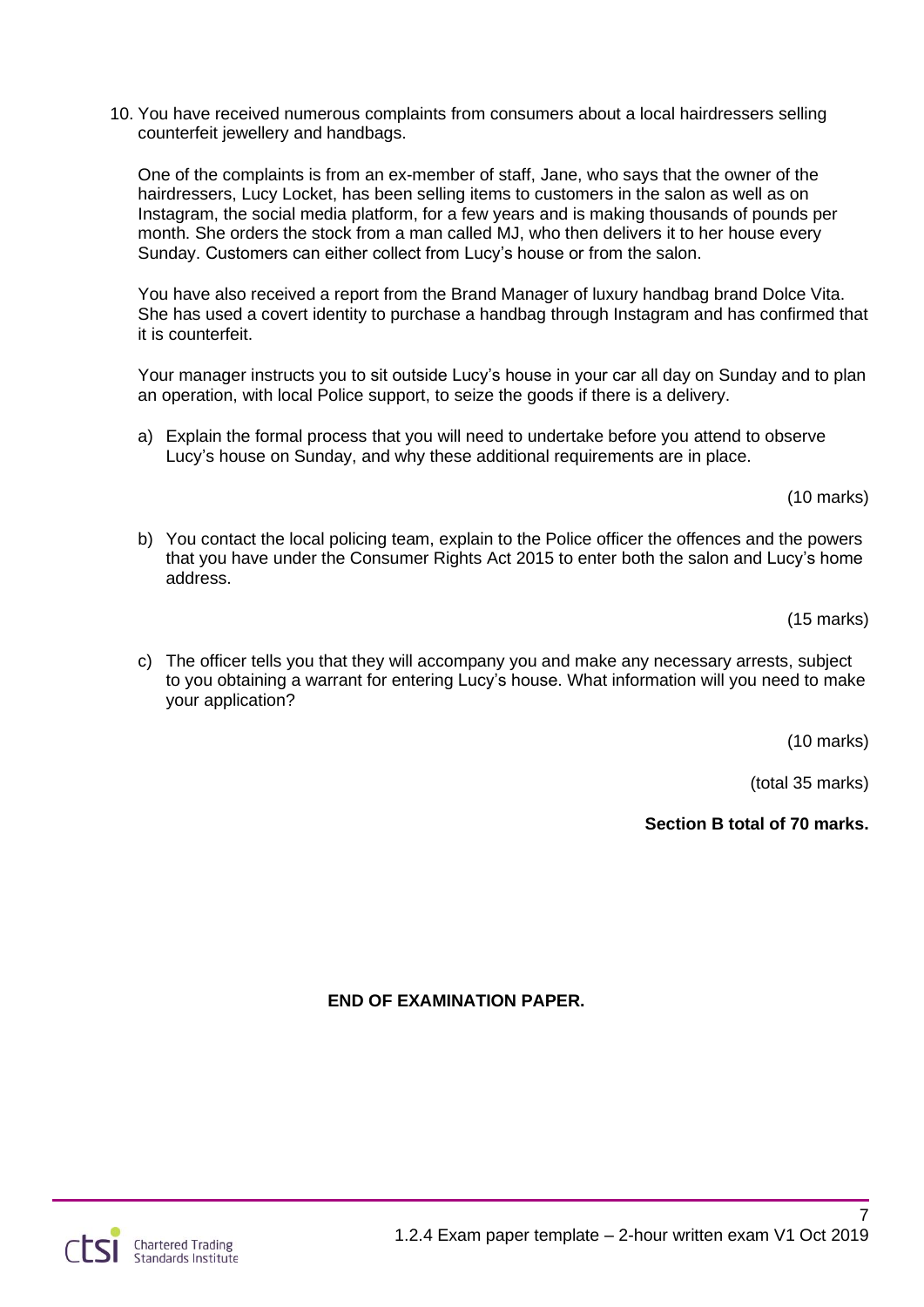10. You have received numerous complaints from consumers about a local hairdressers selling counterfeit jewellery and handbags.

    One of the complaints is from an ex-member of staff, Jane, who says that the owner of the hairdressers, Lucy Locket, has been selling items to customers in the salon as well as on Instagram, the social media platform, for a few years and is making thousands of pounds per month. She orders the stock from a man called MJ, who then delivers it to her house every Sunday. Customers can either collect from Lucy's house or from the salon.

    You have also received a report from the Brand Manager of luxury handbag brand Dolce Vita. She has used a covert identity to purchase a handbag through Instagram and has confirmed that it is counterfeit.

    Your manager instructs you to sit outside Lucy's house in your car all day on Sunday and to plan an operation, with local Police support, to seize the goods if there is a delivery.

    a) Explain the formal process that you will need to undertake before you attend to observe Lucy's house on Sunday, and why these additional requirements are in place.

    (10 marks)

    b) You contact the local policing team, explain to the Police officer the offences and the powers that you have under the Consumer Rights Act 2015 to enter both the salon and Lucy's home address.

    (15 marks)

    c) The officer tells you that they will accompany you and make any necessary arrests, subject to you obtaining a warrant for entering Lucy's house. What information will you need to make your application?

    (10 marks)

    (total 35 marks)

**Section B total of 70 marks.**

**END OF EXAMINATION PAPER.**